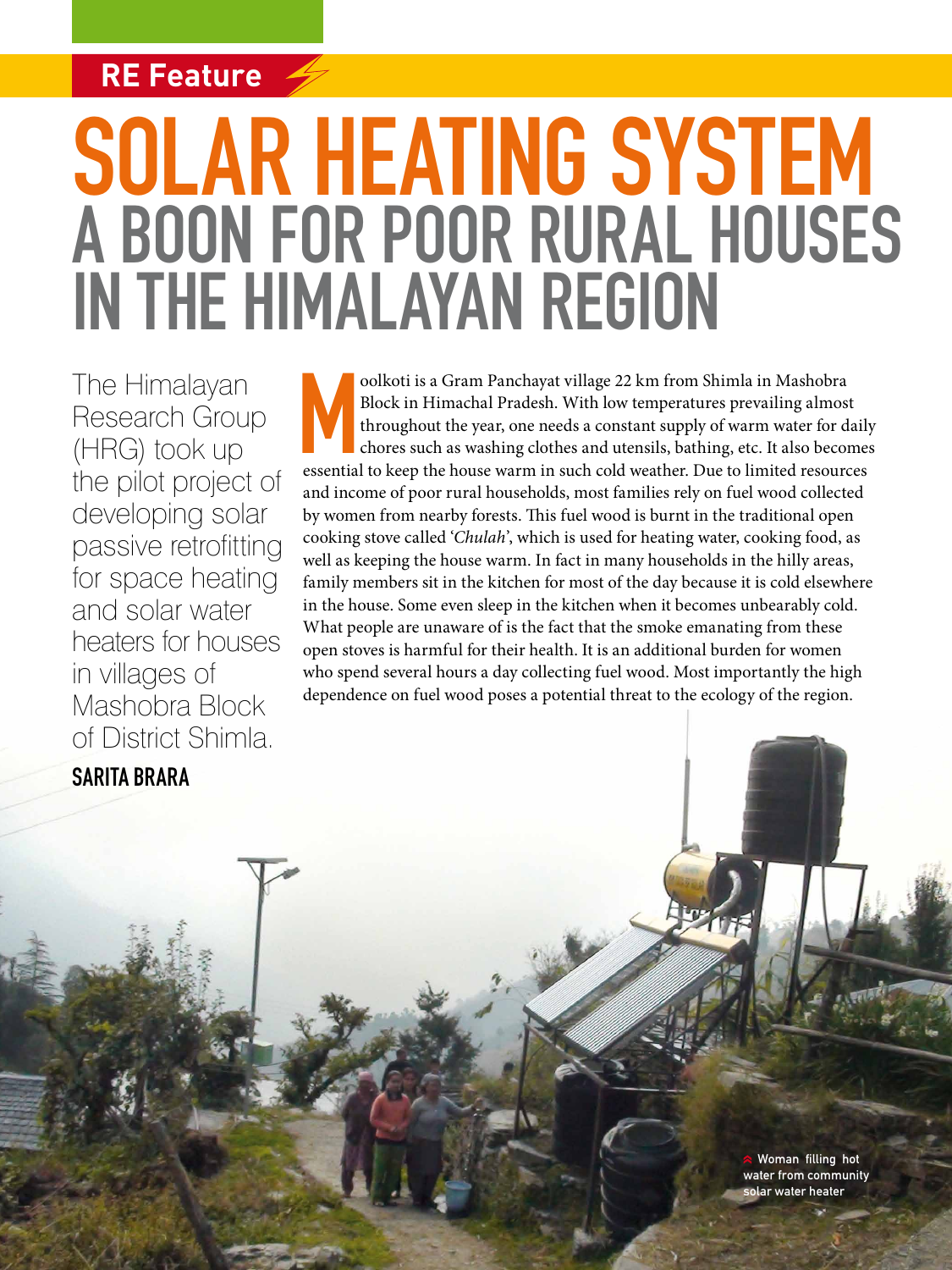RE Feature

# SOLAR HEATING SYSTEM
## A BOON FOR POOR RURAL HOUSES IN THE HIMALAYAN REGION

The Himalayan Research Group (HRG) took up the pilot project of developing solar passive retrofitting for space heating and solar water heaters for houses in villages of Mashobra Block of District Shimla.

**SARITA BRARA**

Moolkoti is a Gram Panchayat village 22 km from Shimla in Mashobra Block in Himachal Pradesh. With low temperatures prevailing almost throughout the year, one needs a constant supply of warm water for daily chores such as washing clothes and utensils, bathing, etc. It also becomes essential to keep the house warm in such cold weather. Due to limited resources and income of poor rural households, most families rely on fuel wood collected by women from nearby forests. This fuel wood is burnt in the traditional open cooking stove called '*Chulah*', which is used for heating water, cooking food, as well as keeping the house warm. In fact in many households in the hilly areas, family members sit in the kitchen for most of the day because it is cold elsewhere in the house. Some even sleep in the kitchen when it becomes unbearably cold. What people are unaware of is the fact that the smoke emanating from these open stoves is harmful for their health. It is an additional burden for women who spend several hours a day collecting fuel wood. Most importantly the high dependence on fuel wood poses a potential threat to the ecology of the region.

Woman filling hot water from community solar water heater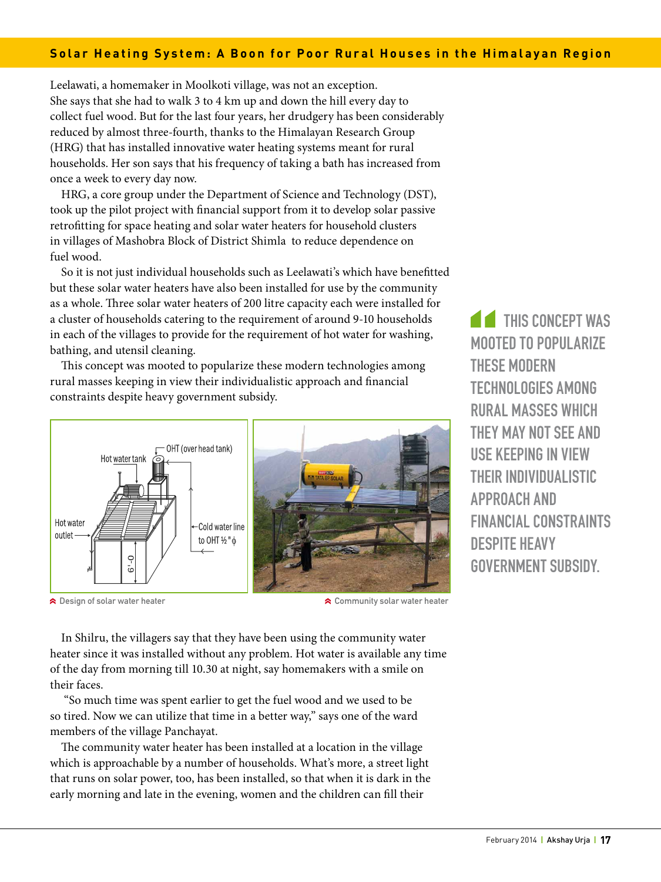Leelawati, a homemaker in Moolkoti village, was not an exception. She says that she had to walk 3 to 4 km up and down the hill every day to collect fuel wood. But for the last four years, her drudgery has been considerably reduced by almost three-fourth, thanks to the Himalayan Research Group (HRG) that has installed innovative water heating systems meant for rural households. Her son says that his frequency of taking a bath has increased from once a week to every day now.

HRG, a core group under the Department of Science and Technology (DST), took up the pilot project with financial support from it to develop solar passive retrofitting for space heating and solar water heaters for household clusters in villages of Mashobra Block of District Shimla to reduce dependence on fuel wood.

So it is not just individual households such as Leelawati's which have benefitted but these solar water heaters have also been installed for use by the community as a whole. Three solar water heaters of 200 litre capacity each were installed for a cluster of households catering to the requirement of around 9-10 households in each of the villages to provide for the requirement of hot water for washing, bathing, and utensil cleaning.

This concept was mooted to popularize these modern technologies among rural masses keeping in view their individualistic approach and financial constraints despite heavy government subsidy.

> THIS CONCEPT WAS MOOTED TO POPULARIZE THESE MODERN TECHNOLOGIES AMONG RURAL MASSES WHICH THEY MAY NOT SEE AND USE KEEPING IN VIEW THEIR INDIVIDUALISTIC APPROACH AND FINANCIAL CONSTRAINTS DESPITE HEAVY GOVERNMENT SUBSIDY.

Design of solar water heater

Community solar water heater

In Shilru, the villagers say that they have been using the community water heater since it was installed without any problem. Hot water is available any time of the day from morning till 10.30 at night, say homemakers with a smile on their faces.

"So much time was spent earlier to get the fuel wood and we used to be so tired. Now we can utilize that time in a better way," says one of the ward members of the village Panchayat.

The community water heater has been installed at a location in the village which is approachable by a number of households. What's more, a street light that runs on solar power, too, has been installed, so that when it is dark in the early morning and late in the evening, women and the children can fill their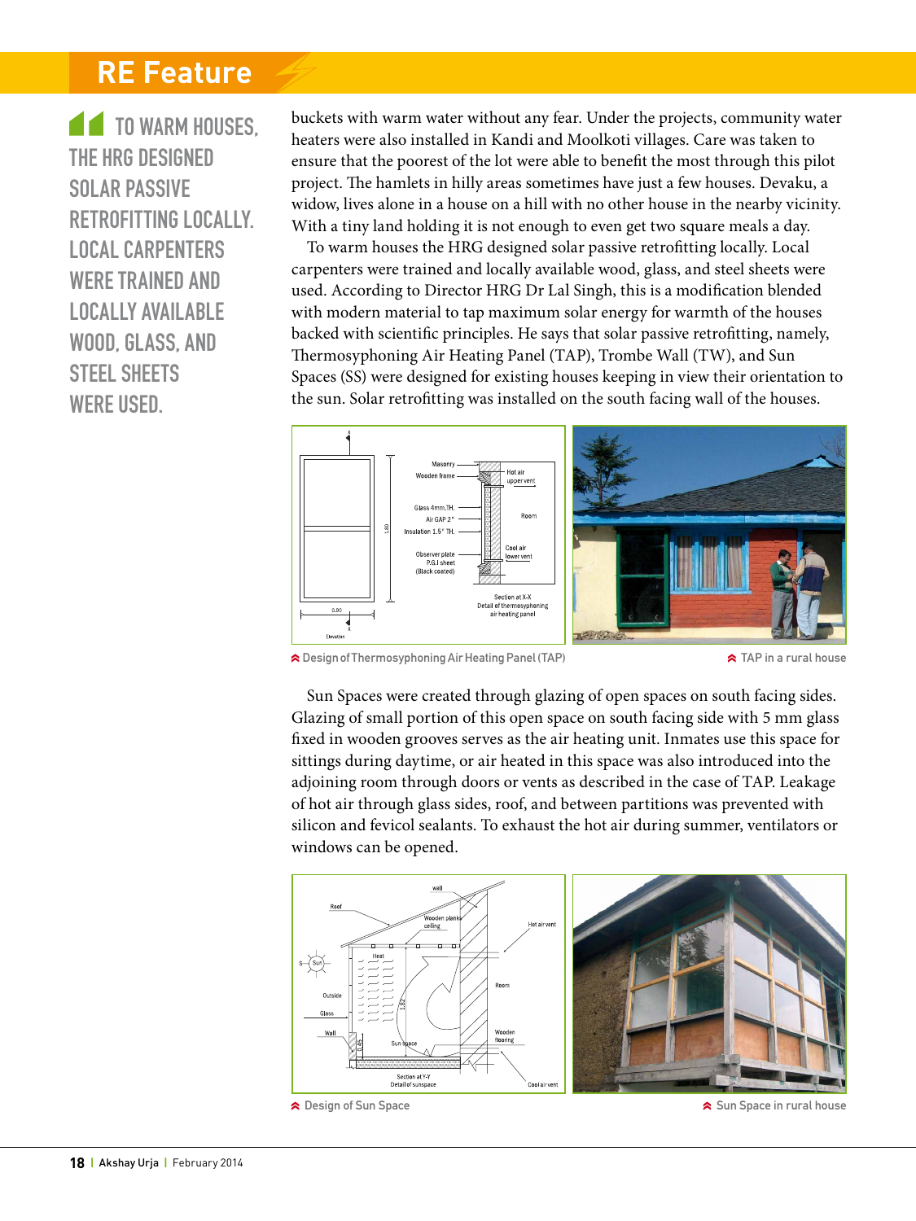> TO WARM HOUSES, THE HRG DESIGNED SOLAR PASSIVE RETROFITTING LOCALLY. LOCAL CARPENTERS WERE TRAINED AND LOCALLY AVAILABLE WOOD, GLASS, AND STEEL SHEETS WERE USED.

buckets with warm water without any fear. Under the projects, community water heaters were also installed in Kandi and Moolkoti villages. Care was taken to ensure that the poorest of the lot were able to benefit the most through this pilot project. The hamlets in hilly areas sometimes have just a few houses. Devaku, a widow, lives alone in a house on a hill with no other house in the nearby vicinity. With a tiny land holding it is not enough to even get two square meals a day.

To warm houses the HRG designed solar passive retrofitting locally. Local carpenters were trained and locally available wood, glass, and steel sheets were used. According to Director HRG Dr Lal Singh, this is a modification blended with modern material to tap maximum solar energy for warmth of the houses backed with scientific principles. He says that solar passive retrofitting, namely, Thermosyphoning Air Heating Panel (TAP), Trombe Wall (TW), and Sun Spaces (SS) were designed for existing houses keeping in view their orientation to the sun. Solar retrofitting was installed on the south facing wall of the houses.

Design of Thermosyphoning Air Heating Panel (TAP)

TAP in a rural house

Sun Spaces were created through glazing of open spaces on south facing sides. Glazing of small portion of this open space on south facing side with 5 mm glass fixed in wooden grooves serves as the air heating unit. Inmates use this space for sittings during daytime, or air heated in this space was also introduced into the adjoining room through doors or vents as described in the case of TAP. Leakage of hot air through glass sides, roof, and between partitions was prevented with silicon and fevicol sealants. To exhaust the hot air during summer, ventilators or windows can be opened.

Design of Sun Space

Sun Space in rural house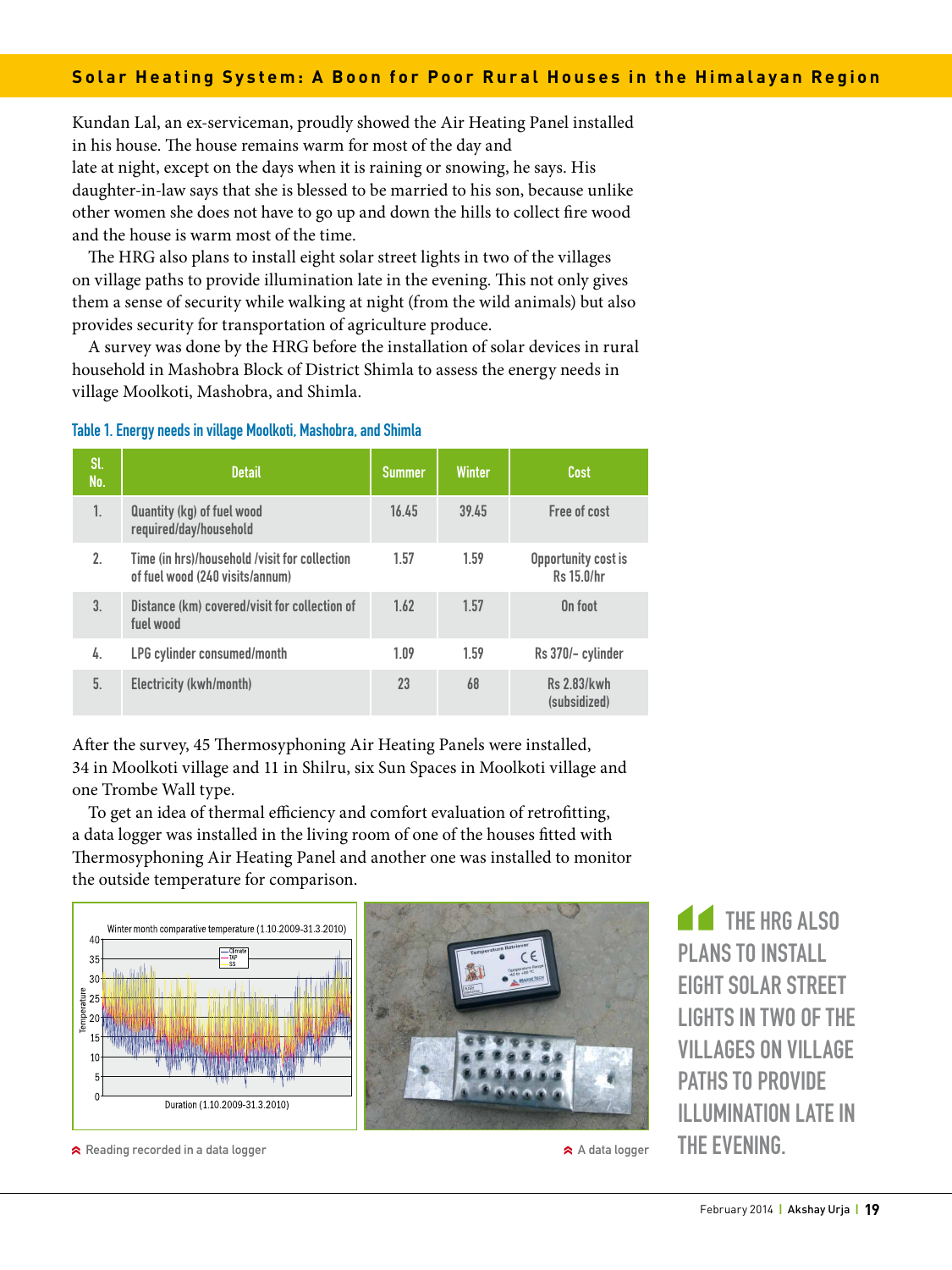Kundan Lal, an ex-serviceman, proudly showed the Air Heating Panel installed in his house. The house remains warm for most of the day and late at night, except on the days when it is raining or snowing, he says. His daughter-in-law says that she is blessed to be married to his son, because unlike other women she does not have to go up and down the hills to collect fire wood and the house is warm most of the time.

The HRG also plans to install eight solar street lights in two of the villages on village paths to provide illumination late in the evening. This not only gives them a sense of security while walking at night (from the wild animals) but also provides security for transportation of agriculture produce.

A survey was done by the HRG before the installation of solar devices in rural household in Mashobra Block of District Shimla to assess the energy needs in village Moolkoti, Mashobra, and Shimla.

**Table 1. Energy needs in village Moolkoti, Mashobra, and Shimla**

| Sl. No. | Detail | Summer | Winter | Cost |
|---|---|---|---|---|
| 1. | Quantity (kg) of fuel wood required/day/household | 16.45 | 39.45 | Free of cost |
| 2. | Time (in hrs)/household /visit for collection of fuel wood (240 visits/annum) | 1.57 | 1.59 | Opportunity cost is Rs 15.0/hr |
| 3. | Distance (km) covered/visit for collection of fuel wood | 1.62 | 1.57 | On foot |
| 4. | LPG cylinder consumed/month | 1.09 | 1.59 | Rs 370/- cylinder |
| 5. | Electricity (kwh/month) | 23 | 68 | Rs 2.83/kwh (subsidized) |

After the survey, 45 Thermosyphoning Air Heating Panels were installed, 34 in Moolkoti village and 11 in Shilru, six Sun Spaces in Moolkoti village and one Trombe Wall type.

To get an idea of thermal efficiency and comfort evaluation of retrofitting, a data logger was installed in the living room of one of the houses fitted with Thermosyphoning Air Heating Panel and another one was installed to monitor the outside temperature for comparison.

Reading recorded in a data logger

A data logger

> THE HRG ALSO PLANS TO INSTALL EIGHT SOLAR STREET LIGHTS IN TWO OF THE VILLAGES ON VILLAGE PATHS TO PROVIDE ILLUMINATION LATE IN THE EVENING.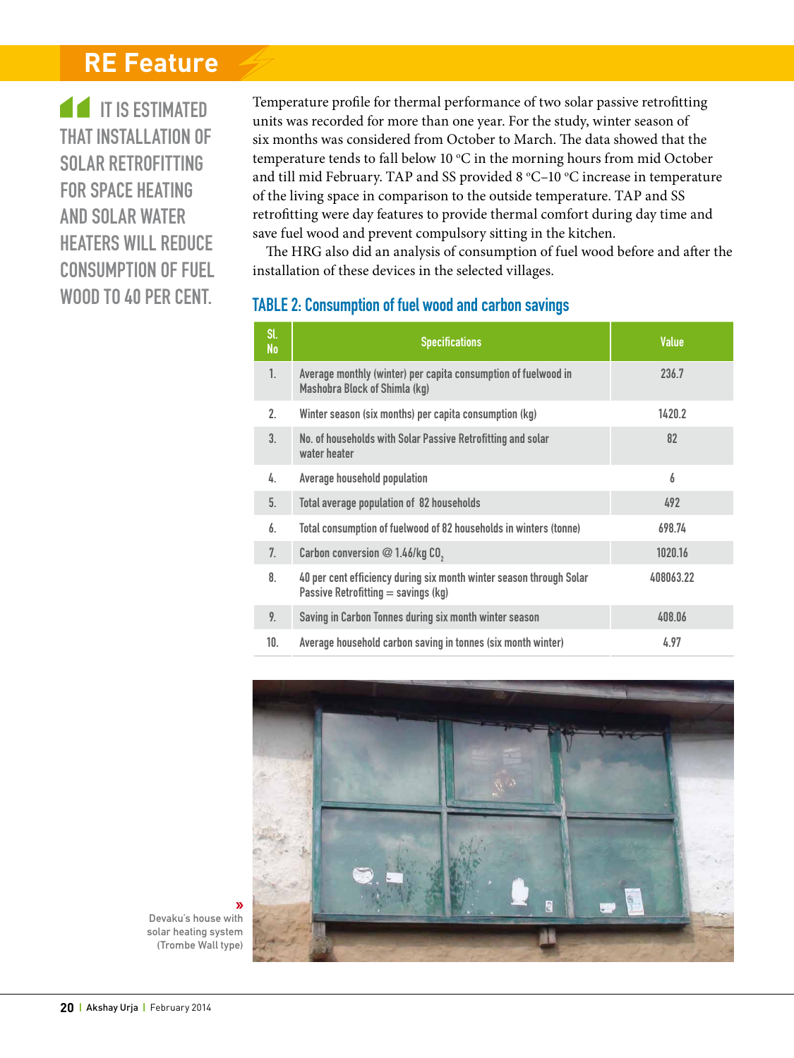> IT IS ESTIMATED THAT INSTALLATION OF SOLAR RETROFITTING FOR SPACE HEATING AND SOLAR WATER HEATERS WILL REDUCE CONSUMPTION OF FUEL WOOD TO 40 PER CENT.

Temperature profile for thermal performance of two solar passive retrofitting units was recorded for more than one year. For the study, winter season of six months was considered from October to March. The data showed that the temperature tends to fall below 10 °C in the morning hours from mid October and till mid February. TAP and SS provided 8 °C–10 °C increase in temperature of the living space in comparison to the outside temperature. TAP and SS retrofitting were day features to provide thermal comfort during day time and save fuel wood and prevent compulsory sitting in the kitchen.

The HRG also did an analysis of consumption of fuel wood before and after the installation of these devices in the selected villages.

### TABLE 2: Consumption of fuel wood and carbon savings

| Sl. No | Specifications | Value |
|---|---|---|
| 1. | Average monthly (winter) per capita consumption of fuelwood in Mashobra Block of Shimla (kg) | 236.7 |
| 2. | Winter season (six months) per capita consumption (kg) | 1420.2 |
| 3. | No. of households with Solar Passive Retrofitting and solar water heater | 82 |
| 4. | Average household population | 6 |
| 5. | Total average population of 82 households | 492 |
| 6. | Total consumption of fuelwood of 82 households in winters (tonne) | 698.74 |
| 7. | Carbon conversion @ 1.46/kg $CO_2$ | 1020.16 |
| 8. | 40 per cent efficiency during six month winter season through Solar Passive Retrofitting = savings (kg) | 408063.22 |
| 9. | Saving in Carbon Tonnes during six month winter season | 408.06 |
| 10. | Average household carbon saving in tonnes (six month winter) | 4.97 |

Devaku's house with solar heating system (Trombe Wall type)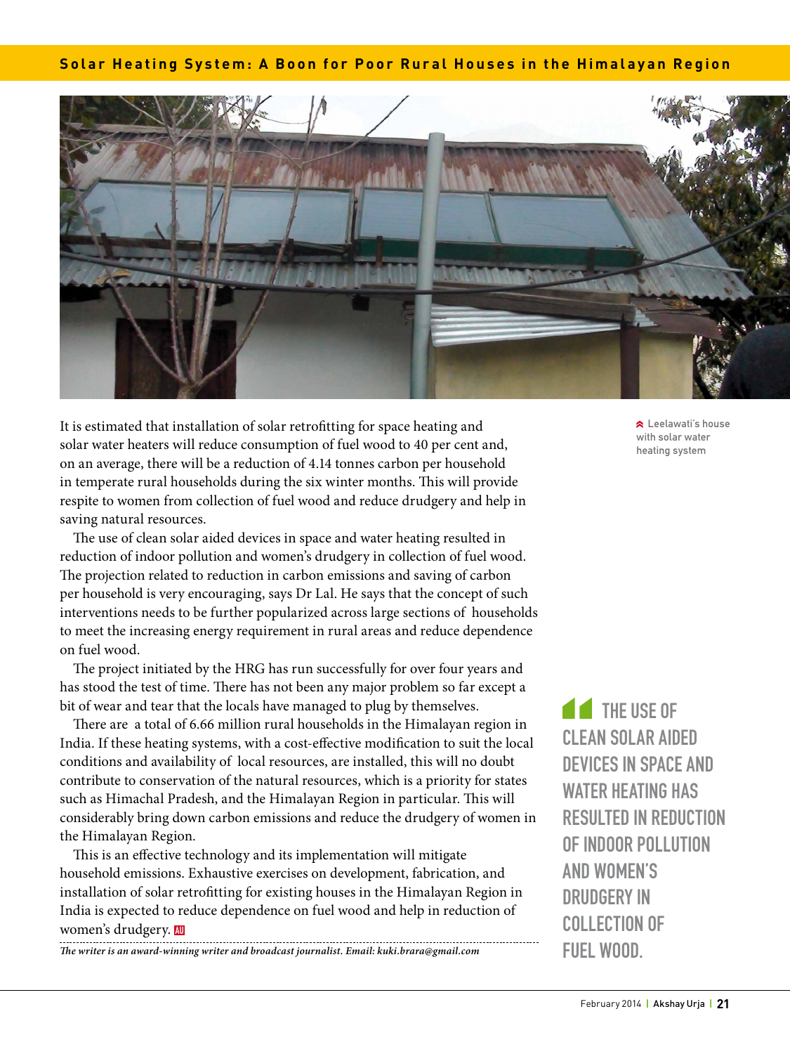Leelawati's house with solar water heating system

It is estimated that installation of solar retrofitting for space heating and solar water heaters will reduce consumption of fuel wood to 40 per cent and, on an average, there will be a reduction of 4.14 tonnes carbon per household in temperate rural households during the six winter months. This will provide respite to women from collection of fuel wood and reduce drudgery and help in saving natural resources.

The use of clean solar aided devices in space and water heating resulted in reduction of indoor pollution and women's drudgery in collection of fuel wood. The projection related to reduction in carbon emissions and saving of carbon per household is very encouraging, says Dr Lal. He says that the concept of such interventions needs to be further popularized across large sections of households to meet the increasing energy requirement in rural areas and reduce dependence on fuel wood.

The project initiated by the HRG has run successfully for over four years and has stood the test of time. There has not been any major problem so far except a bit of wear and tear that the locals have managed to plug by themselves.

There are a total of 6.66 million rural households in the Himalayan region in India. If these heating systems, with a cost-effective modification to suit the local conditions and availability of local resources, are installed, this will no doubt contribute to conservation of the natural resources, which is a priority for states such as Himachal Pradesh, and the Himalayan Region in particular. This will considerably bring down carbon emissions and reduce the drudgery of women in the Himalayan Region.

This is an effective technology and its implementation will mitigate household emissions. Exhaustive exercises on development, fabrication, and installation of solar retrofitting for existing houses in the Himalayan Region in India is expected to reduce dependence on fuel wood and help in reduction of women's drudgery.

> THE USE OF CLEAN SOLAR AIDED DEVICES IN SPACE AND WATER HEATING HAS RESULTED IN REDUCTION OF INDOOR POLLUTION AND WOMEN'S DRUDGERY IN COLLECTION OF FUEL WOOD.

*The writer is an award-winning writer and broadcast journalist. Email: kuki.brara@gmail.com*